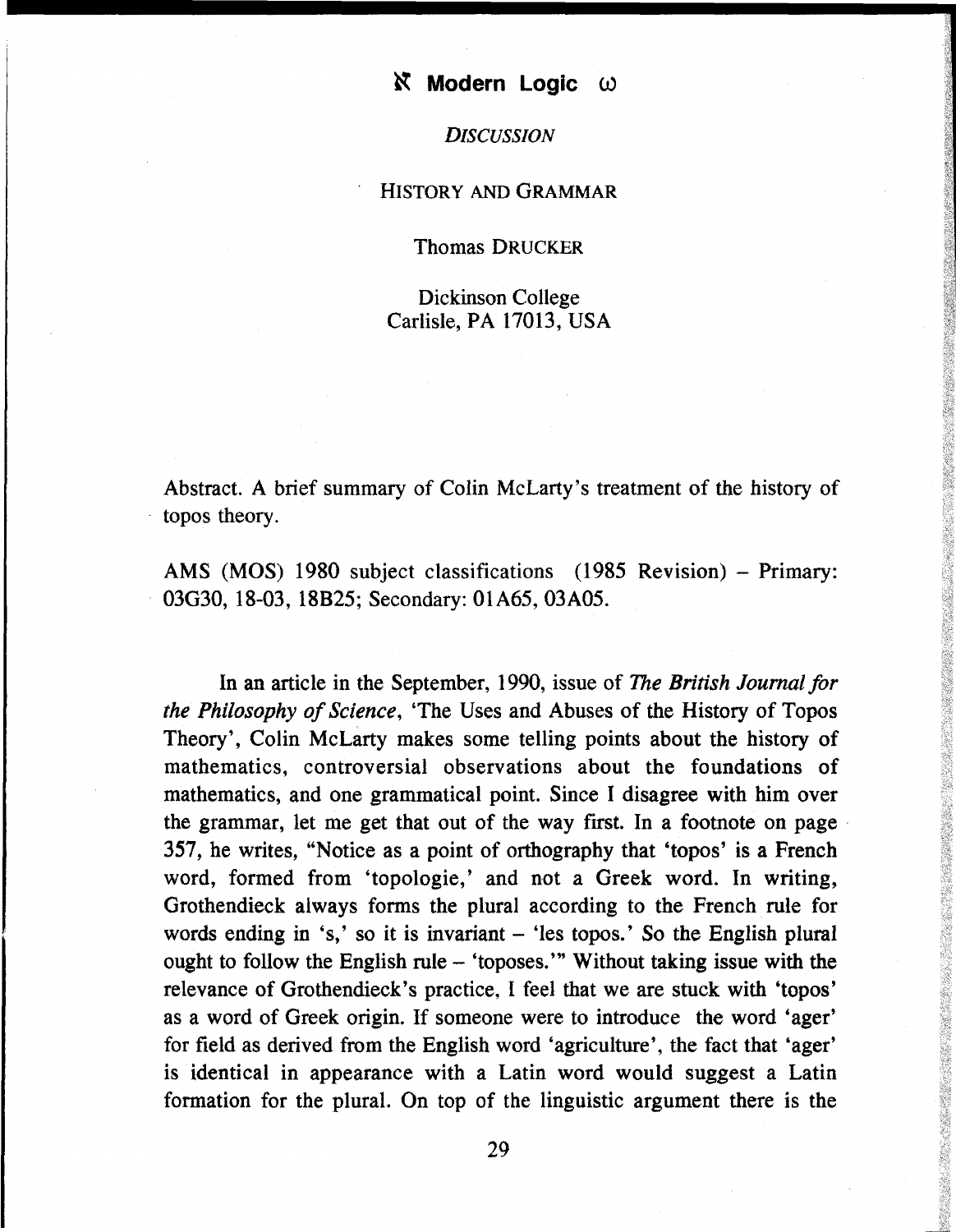ℵ **Modern Logic** ω

*DISCUSSION*

# HISTORY AND GRAMMAR

Thomas DRUCKER

Dickinson College
Carlisle, PA 17013, USA

Abstract. A brief summary of Colin McLarty's treatment of the history of topos theory.

AMS (MOS) 1980 subject classifications (1985 Revision) – Primary: 03G30, 18-03, 18B25; Secondary: 01A65, 03A05.

In an article in the September, 1990, issue of *The British Journal for the Philosophy of Science*, 'The Uses and Abuses of the History of Topos Theory', Colin McLarty makes some telling points about the history of mathematics, controversial observations about the foundations of mathematics, and one grammatical point. Since I disagree with him over the grammar, let me get that out of the way first. In a footnote on page 357, he writes, "Notice as a point of orthography that 'topos' is a French word, formed from 'topologie,' and not a Greek word. In writing, Grothendieck always forms the plural according to the French rule for words ending in 's,' so it is invariant – 'les topos.' So the English plural ought to follow the English rule – 'toposes.'" Without taking issue with the relevance of Grothendieck's practice, I feel that we are stuck with 'topos' as a word of Greek origin. If someone were to introduce the word 'ager' for field as derived from the English word 'agriculture', the fact that 'ager' is identical in appearance with a Latin word would suggest a Latin formation for the plural. On top of the linguistic argument there is the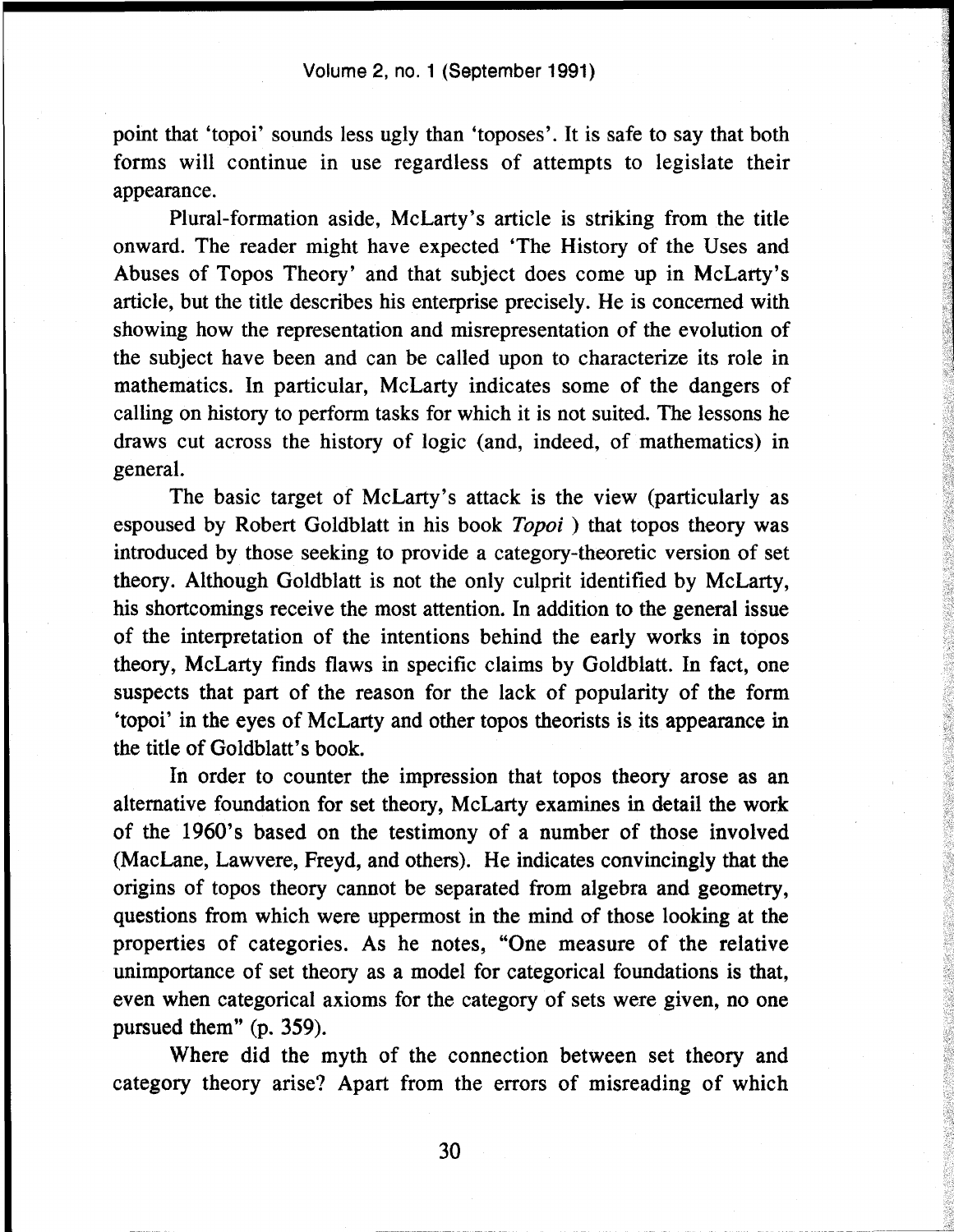point that 'topoi' sounds less ugly than 'toposes'. It is safe to say that both forms will continue in use regardless of attempts to legislate their appearance.

Plural-formation aside, McLarty's article is striking from the title onward. The reader might have expected 'The History of the Uses and Abuses of Topos Theory' and that subject does come up in McLarty's article, but the title describes his enterprise precisely. He is concerned with showing how the representation and misrepresentation of the evolution of the subject have been and can be called upon to characterize its role in mathematics. In particular, McLarty indicates some of the dangers of calling on history to perform tasks for which it is not suited. The lessons he draws cut across the history of logic (and, indeed, of mathematics) in general.

The basic target of McLarty's attack is the view (particularly as espoused by Robert Goldblatt in his book *Topoi* ) that topos theory was introduced by those seeking to provide a category-theoretic version of set theory. Although Goldblatt is not the only culprit identified by McLarty, his shortcomings receive the most attention. In addition to the general issue of the interpretation of the intentions behind the early works in topos theory, McLarty finds flaws in specific claims by Goldblatt. In fact, one suspects that part of the reason for the lack of popularity of the form 'topoi' in the eyes of McLarty and other topos theorists is its appearance in the title of Goldblatt's book.

In order to counter the impression that topos theory arose as an alternative foundation for set theory, McLarty examines in detail the work of the 1960's based on the testimony of a number of those involved (MacLane, Lawvere, Freyd, and others). He indicates convincingly that the origins of topos theory cannot be separated from algebra and geometry, questions from which were uppermost in the mind of those looking at the properties of categories. As he notes, "One measure of the relative unimportance of set theory as a model for categorical foundations is that, even when categorical axioms for the category of sets were given, no one pursued them" (p. 359).

Where did the myth of the connection between set theory and category theory arise? Apart from the errors of misreading of which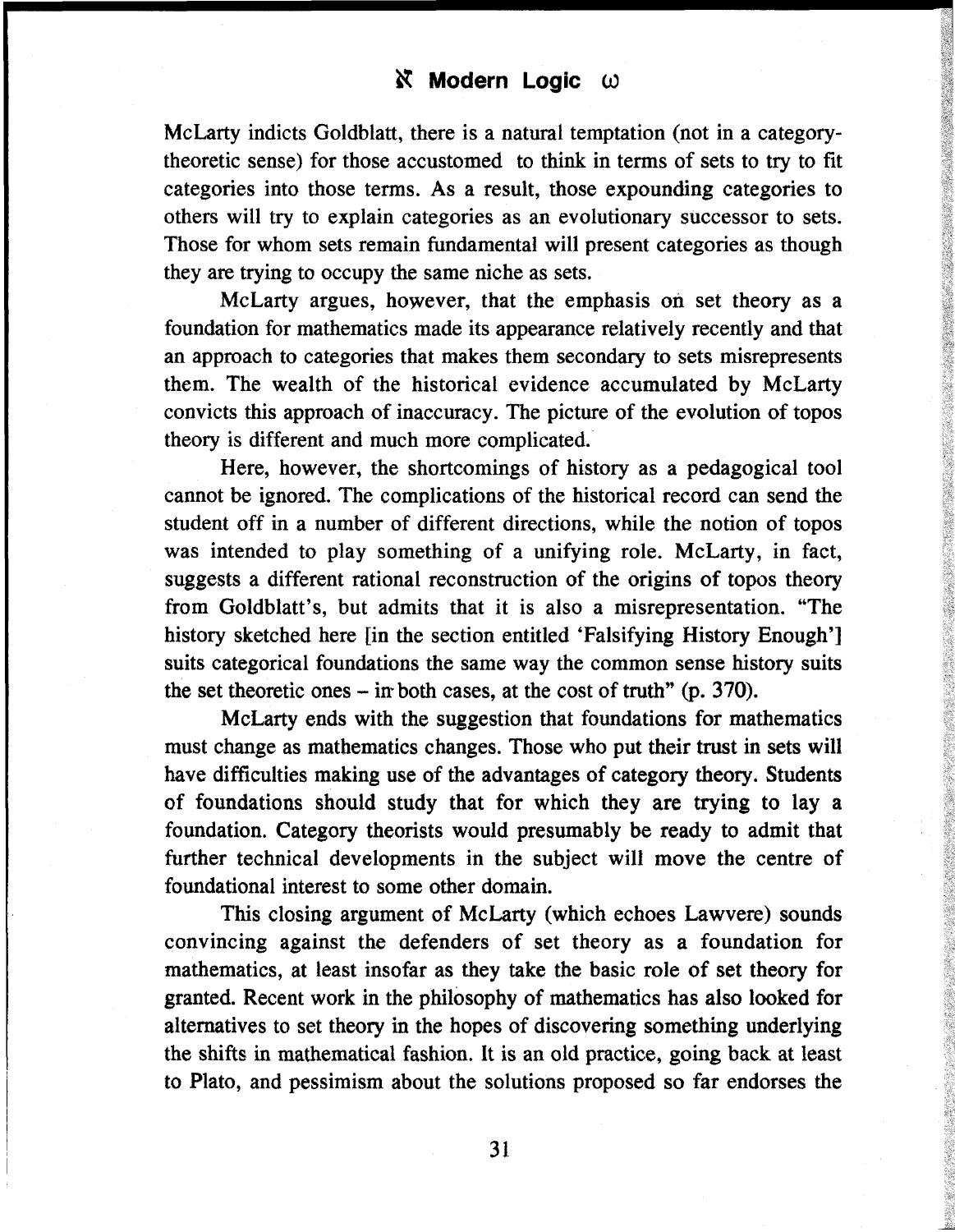McLarty indicts Goldblatt, there is a natural temptation (not in a category-theoretic sense) for those accustomed to think in terms of sets to try to fit categories into those terms. As a result, those expounding categories to others will try to explain categories as an evolutionary successor to sets. Those for whom sets remain fundamental will present categories as though they are trying to occupy the same niche as sets.

McLarty argues, however, that the emphasis on set theory as a foundation for mathematics made its appearance relatively recently and that an approach to categories that makes them secondary to sets misrepresents them. The wealth of the historical evidence accumulated by McLarty convicts this approach of inaccuracy. The picture of the evolution of topos theory is different and much more complicated.

Here, however, the shortcomings of history as a pedagogical tool cannot be ignored. The complications of the historical record can send the student off in a number of different directions, while the notion of topos was intended to play something of a unifying role. McLarty, in fact, suggests a different rational reconstruction of the origins of topos theory from Goldblatt's, but admits that it is also a misrepresentation. "The history sketched here [in the section entitled 'Falsifying History Enough'] suits categorical foundations the same way the common sense history suits the set theoretic ones – in both cases, at the cost of truth" (p. 370).

McLarty ends with the suggestion that foundations for mathematics must change as mathematics changes. Those who put their trust in sets will have difficulties making use of the advantages of category theory. Students of foundations should study that for which they are trying to lay a foundation. Category theorists would presumably be ready to admit that further technical developments in the subject will move the centre of foundational interest to some other domain.

This closing argument of McLarty (which echoes Lawvere) sounds convincing against the defenders of set theory as a foundation for mathematics, at least insofar as they take the basic role of set theory for granted. Recent work in the philosophy of mathematics has also looked for alternatives to set theory in the hopes of discovering something underlying the shifts in mathematical fashion. It is an old practice, going back at least to Plato, and pessimism about the solutions proposed so far endorses the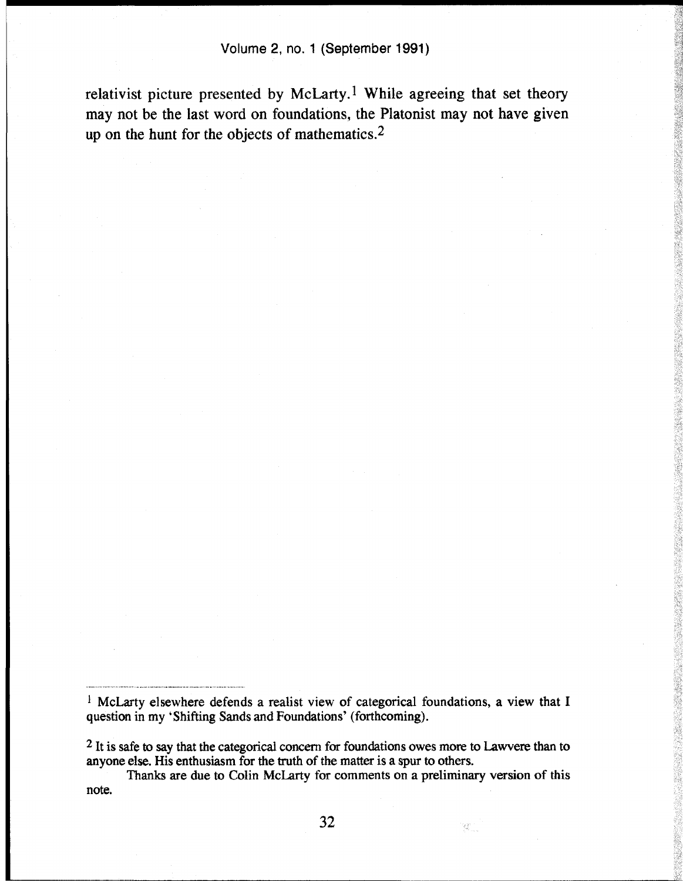relativist picture presented by McLarty.[1] While agreeing that set theory may not be the last word on foundations, the Platonist may not have given up on the hunt for the objects of mathematics.[2]

---

[1] McLarty elsewhere defends a realist view of categorical foundations, a view that I question in my 'Shifting Sands and Foundations' (forthcoming).

[2] It is safe to say that the categorical concern for foundations owes more to Lawvere than to anyone else. His enthusiasm for the truth of the matter is a spur to others.

Thanks are due to Colin McLarty for comments on a preliminary version of this note.